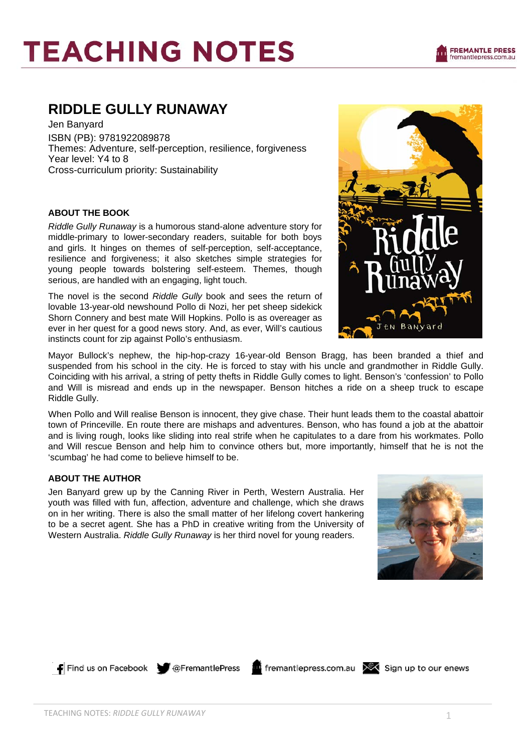# TEACHING NOTES

## RIDDLE GULLY RUNAWAY

Jen Banyard
ISBN (PB): 9781922089878
Themes: Adventure, self-perception, resilience, forgiveness
Year level: Y4 to 8
Cross-curriculum priority: Sustainability

### ABOUT THE BOOK

*Riddle Gully Runaway* is a humorous stand-alone adventure story for middle-primary to lower-secondary readers, suitable for both boys and girls. It hinges on themes of self-perception, self-acceptance, resilience and forgiveness; it also sketches simple strategies for young people towards bolstering self-esteem. Themes, though serious, are handled with an engaging, light touch.

The novel is the second *Riddle Gully* book and sees the return of lovable 13-year-old newshound Pollo di Nozi, her pet sheep sidekick Shorn Connery and best mate Will Hopkins. Pollo is as overeager as ever in her quest for a good news story. And, as ever, Will's cautious instincts count for zip against Pollo's enthusiasm.

Mayor Bullock's nephew, the hip-hop-crazy 16-year-old Benson Bragg, has been branded a thief and suspended from his school in the city. He is forced to stay with his uncle and grandmother in Riddle Gully. Coinciding with his arrival, a string of petty thefts in Riddle Gully comes to light. Benson's 'confession' to Pollo and Will is misread and ends up in the newspaper. Benson hitches a ride on a sheep truck to escape Riddle Gully.

When Pollo and Will realise Benson is innocent, they give chase. Their hunt leads them to the coastal abattoir town of Princeville. En route there are mishaps and adventures. Benson, who has found a job at the abattoir and is living rough, looks like sliding into real strife when he capitulates to a dare from his workmates. Pollo and Will rescue Benson and help him to convince others but, more importantly, himself that he is not the 'scumbag' he had come to believe himself to be.

### ABOUT THE AUTHOR

Jen Banyard grew up by the Canning River in Perth, Western Australia. Her youth was filled with fun, affection, adventure and challenge, which she draws on in her writing. There is also the small matter of her lifelong covert hankering to be a secret agent. She has a PhD in creative writing from the University of Western Australia. *Riddle Gully Runaway* is her third novel for young readers.

Find us on Facebook @FremantlePress fremantlepress.com.au Sign up to our enews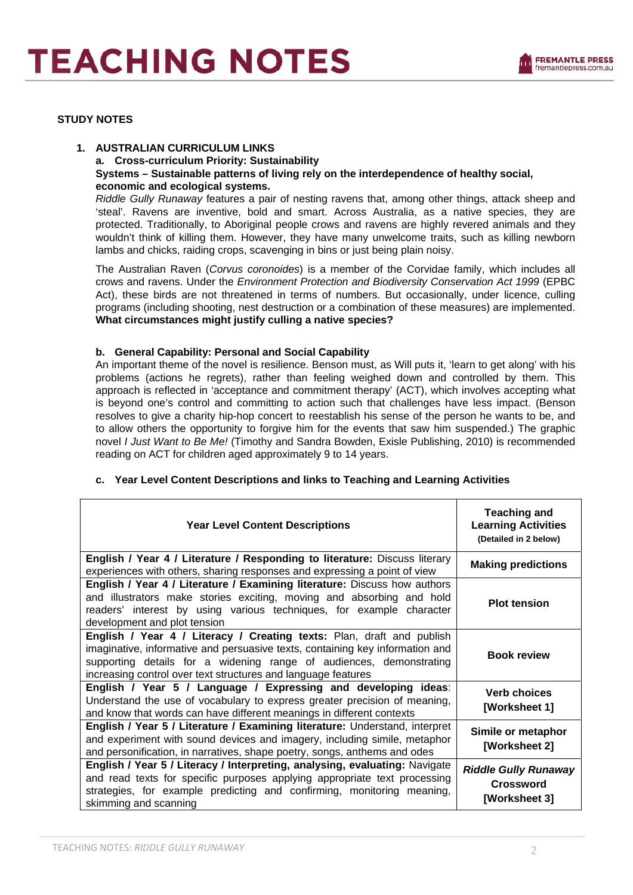## STUDY NOTES

### 1. AUSTRALIAN CURRICULUM LINKS

**a. Cross-curriculum Priority: Sustainability**

**Systems – Sustainable patterns of living rely on the interdependence of healthy social, economic and ecological systems.**

*Riddle Gully Runaway* features a pair of nesting ravens that, among other things, attack sheep and 'steal'. Ravens are inventive, bold and smart. Across Australia, as a native species, they are protected. Traditionally, to Aboriginal people crows and ravens are highly revered animals and they wouldn't think of killing them. However, they have many unwelcome traits, such as killing newborn lambs and chicks, raiding crops, scavenging in bins or just being plain noisy.

The Australian Raven (*Corvus coronoides*) is a member of the Corvidae family, which includes all crows and ravens. Under the *Environment Protection and Biodiversity Conservation Act 1999* (EPBC Act), these birds are not threatened in terms of numbers. But occasionally, under licence, culling programs (including shooting, nest destruction or a combination of these measures) are implemented. **What circumstances might justify culling a native species?**

**b. General Capability: Personal and Social Capability**

An important theme of the novel is resilience. Benson must, as Will puts it, 'learn to get along' with his problems (actions he regrets), rather than feeling weighed down and controlled by them. This approach is reflected in 'acceptance and commitment therapy' (ACT), which involves accepting what is beyond one's control and committing to action such that challenges have less impact. (Benson resolves to give a charity hip-hop concert to reestablish his sense of the person he wants to be, and to allow others the opportunity to forgive him for the events that saw him suspended.) The graphic novel *I Just Want to Be Me!* (Timothy and Sandra Bowden, Exisle Publishing, 2010) is recommended reading on ACT for children aged approximately 9 to 14 years.

**c. Year Level Content Descriptions and links to Teaching and Learning Activities**

| Year Level Content Descriptions | Teaching and Learning Activities (Detailed in 2 below) |
|---|---|
| **English / Year 4 / Literature / Responding to literature:** Discuss literary experiences with others, sharing responses and expressing a point of view | **Making predictions** |
| **English / Year 4 / Literature / Examining literature:** Discuss how authors and illustrators make stories exciting, moving and absorbing and hold readers' interest by using various techniques, for example character development and plot tension | **Plot tension** |
| **English / Year 4 / Literacy / Creating texts:** Plan, draft and publish imaginative, informative and persuasive texts, containing key information and supporting details for a widening range of audiences, demonstrating increasing control over text structures and language features | **Book review** |
| **English / Year 5 / Language / Expressing and developing ideas**: Understand the use of vocabulary to express greater precision of meaning, and know that words can have different meanings in different contexts | **Verb choices [Worksheet 1]** |
| **English / Year 5 / Literature / Examining literature:** Understand, interpret and experiment with sound devices and imagery, including simile, metaphor and personification, in narratives, shape poetry, songs, anthems and odes | **Simile or metaphor [Worksheet 2]** |
| **English / Year 5 / Literacy / Interpreting, analysing, evaluating:** Navigate and read texts for specific purposes applying appropriate text processing strategies, for example predicting and confirming, monitoring meaning, skimming and scanning | ***Riddle Gully Runaway* Crossword [Worksheet 3]** |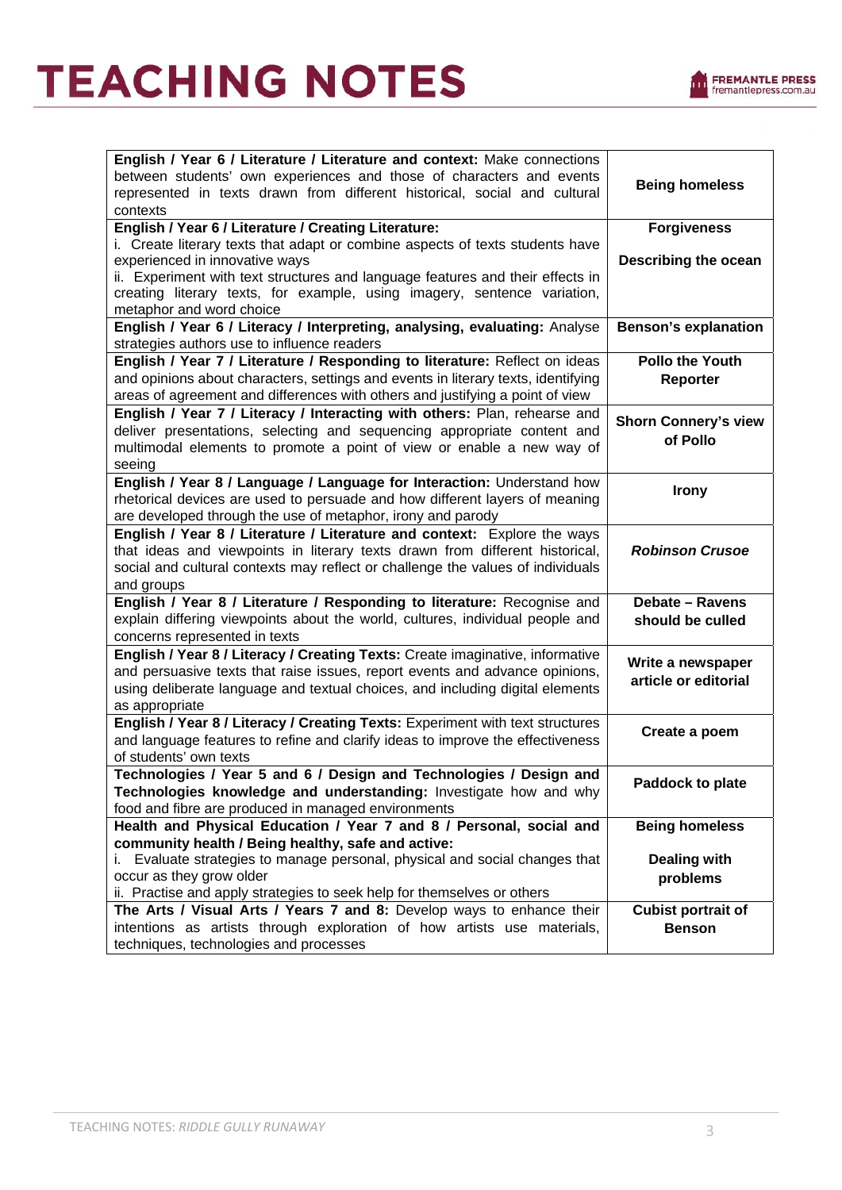| | |
|---|---|
| **English / Year 6 / Literature / Literature and context:** Make connections between students' own experiences and those of characters and events represented in texts drawn from different historical, social and cultural contexts | **Being homeless** |
| **English / Year 6 / Literature / Creating Literature:**<br>i. Create literary texts that adapt or combine aspects of texts students have experienced in innovative ways<br>ii. Experiment with text structures and language features and their effects in creating literary texts, for example, using imagery, sentence variation, metaphor and word choice | **Forgiveness**<br><br>**Describing the ocean** |
| **English / Year 6 / Literacy / Interpreting, analysing, evaluating:** Analyse strategies authors use to influence readers | **Benson's explanation** |
| **English / Year 7 / Literature / Responding to literature:** Reflect on ideas and opinions about characters, settings and events in literary texts, identifying areas of agreement and differences with others and justifying a point of view | **Pollo the Youth Reporter** |
| **English / Year 7 / Literacy / Interacting with others:** Plan, rehearse and deliver presentations, selecting and sequencing appropriate content and multimodal elements to promote a point of view or enable a new way of seeing | **Shorn Connery's view of Pollo** |
| **English / Year 8 / Language / Language for Interaction:** Understand how rhetorical devices are used to persuade and how different layers of meaning are developed through the use of metaphor, irony and parody | **Irony** |
| **English / Year 8 / Literature / Literature and context:** Explore the ways that ideas and viewpoints in literary texts drawn from different historical, social and cultural contexts may reflect or challenge the values of individuals and groups | ***Robinson Crusoe*** |
| **English / Year 8 / Literature / Responding to literature:** Recognise and explain differing viewpoints about the world, cultures, individual people and concerns represented in texts | **Debate – Ravens should be culled** |
| **English / Year 8 / Literacy / Creating Texts:** Create imaginative, informative and persuasive texts that raise issues, report events and advance opinions, using deliberate language and textual choices, and including digital elements as appropriate | **Write a newspaper article or editorial** |
| **English / Year 8 / Literacy / Creating Texts:** Experiment with text structures and language features to refine and clarify ideas to improve the effectiveness of students' own texts | **Create a poem** |
| **Technologies / Year 5 and 6 / Design and Technologies / Design and Technologies knowledge and understanding:** Investigate how and why food and fibre are produced in managed environments | **Paddock to plate** |
| **Health and Physical Education / Year 7 and 8 / Personal, social and community health / Being healthy, safe and active:**<br>i. Evaluate strategies to manage personal, physical and social changes that occur as they grow older<br>ii. Practise and apply strategies to seek help for themselves or others | **Being homeless**<br><br>**Dealing with problems** |
| **The Arts / Visual Arts / Years 7 and 8:** Develop ways to enhance their intentions as artists through exploration of how artists use materials, techniques, technologies and processes | **Cubist portrait of Benson** |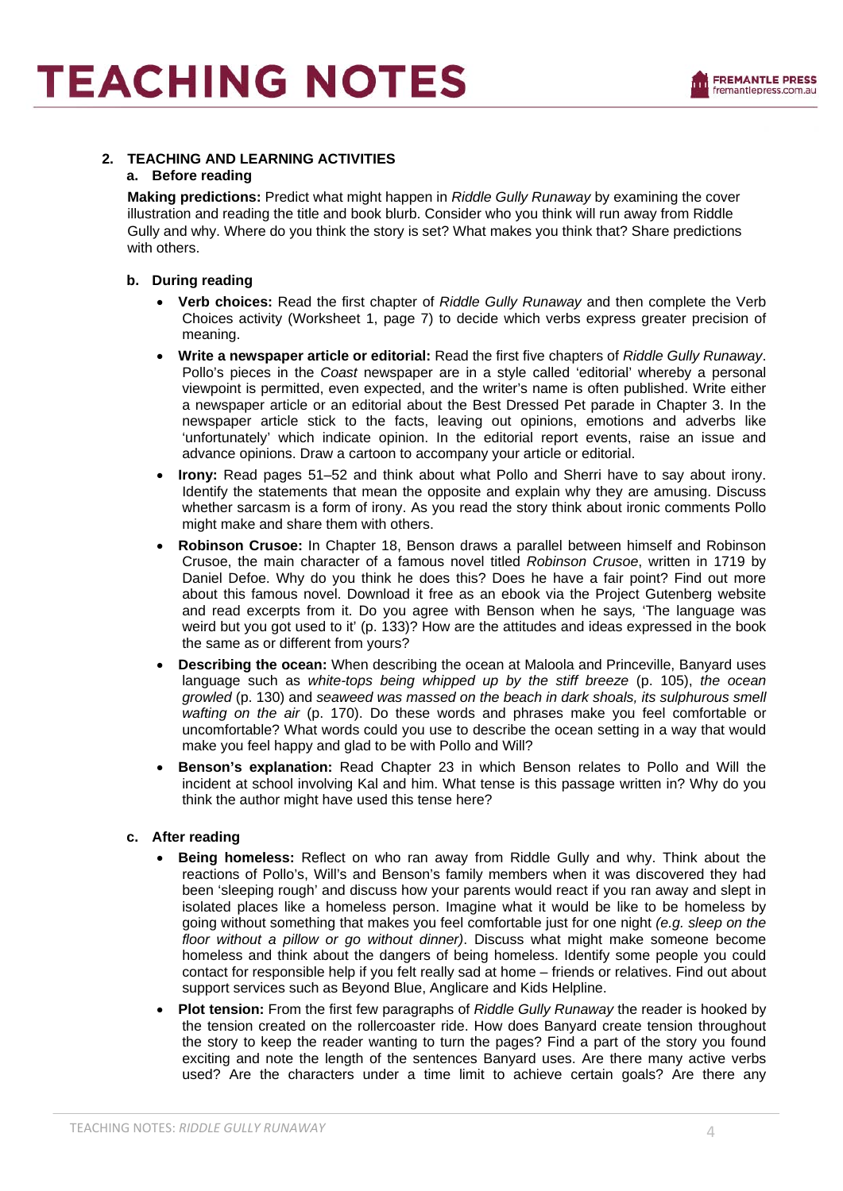## 2. TEACHING AND LEARNING ACTIVITIES

### a. Before reading

**Making predictions:** Predict what might happen in *Riddle Gully Runaway* by examining the cover illustration and reading the title and book blurb. Consider who you think will run away from Riddle Gully and why. Where do you think the story is set? What makes you think that? Share predictions with others.

### b. During reading

- **Verb choices:** Read the first chapter of *Riddle Gully Runaway* and then complete the Verb Choices activity (Worksheet 1, page 7) to decide which verbs express greater precision of meaning.
- **Write a newspaper article or editorial:** Read the first five chapters of *Riddle Gully Runaway*. Pollo's pieces in the *Coast* newspaper are in a style called 'editorial' whereby a personal viewpoint is permitted, even expected, and the writer's name is often published. Write either a newspaper article or an editorial about the Best Dressed Pet parade in Chapter 3. In the newspaper article stick to the facts, leaving out opinions, emotions and adverbs like 'unfortunately' which indicate opinion. In the editorial report events, raise an issue and advance opinions. Draw a cartoon to accompany your article or editorial.
- **Irony:** Read pages 51–52 and think about what Pollo and Sherri have to say about irony. Identify the statements that mean the opposite and explain why they are amusing. Discuss whether sarcasm is a form of irony. As you read the story think about ironic comments Pollo might make and share them with others.
- **Robinson Crusoe:** In Chapter 18, Benson draws a parallel between himself and Robinson Crusoe, the main character of a famous novel titled *Robinson Crusoe*, written in 1719 by Daniel Defoe. Why do you think he does this? Does he have a fair point? Find out more about this famous novel. Download it free as an ebook via the Project Gutenberg website and read excerpts from it. Do you agree with Benson when he says, 'The language was weird but you got used to it' (p. 133)? How are the attitudes and ideas expressed in the book the same as or different from yours?
- **Describing the ocean:** When describing the ocean at Maloola and Princeville, Banyard uses language such as *white-tops being whipped up by the stiff breeze* (p. 105), *the ocean growled* (p. 130) and *seaweed was massed on the beach in dark shoals, its sulphurous smell wafting on the air* (p. 170). Do these words and phrases make you feel comfortable or uncomfortable? What words could you use to describe the ocean setting in a way that would make you feel happy and glad to be with Pollo and Will?
- **Benson's explanation:** Read Chapter 23 in which Benson relates to Pollo and Will the incident at school involving Kal and him. What tense is this passage written in? Why do you think the author might have used this tense here?

### c. After reading

- **Being homeless:** Reflect on who ran away from Riddle Gully and why. Think about the reactions of Pollo's, Will's and Benson's family members when it was discovered they had been 'sleeping rough' and discuss how your parents would react if you ran away and slept in isolated places like a homeless person. Imagine what it would be like to be homeless by going without something that makes you feel comfortable just for one night *(e.g. sleep on the floor without a pillow or go without dinner)*. Discuss what might make someone become homeless and think about the dangers of being homeless. Identify some people you could contact for responsible help if you felt really sad at home – friends or relatives. Find out about support services such as Beyond Blue, Anglicare and Kids Helpline.
- **Plot tension:** From the first few paragraphs of *Riddle Gully Runaway* the reader is hooked by the tension created on the rollercoaster ride. How does Banyard create tension throughout the story to keep the reader wanting to turn the pages? Find a part of the story you found exciting and note the length of the sentences Banyard uses. Are there many active verbs used? Are the characters under a time limit to achieve certain goals? Are there any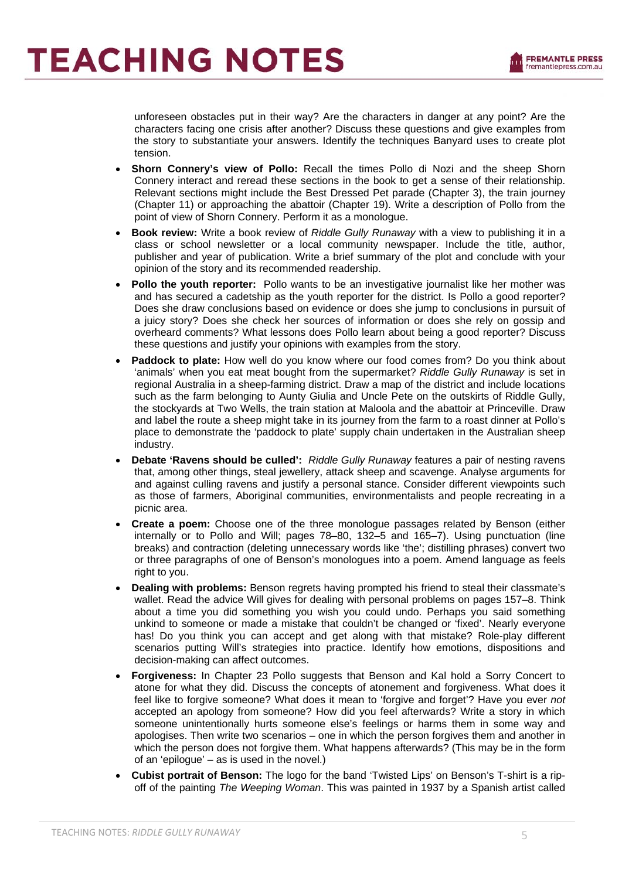unforeseen obstacles put in their way? Are the characters in danger at any point? Are the characters facing one crisis after another? Discuss these questions and give examples from the story to substantiate your answers. Identify the techniques Banyard uses to create plot tension.

- **Shorn Connery's view of Pollo:** Recall the times Pollo di Nozi and the sheep Shorn Connery interact and reread these sections in the book to get a sense of their relationship. Relevant sections might include the Best Dressed Pet parade (Chapter 3), the train journey (Chapter 11) or approaching the abattoir (Chapter 19). Write a description of Pollo from the point of view of Shorn Connery. Perform it as a monologue.
- **Book review:** Write a book review of *Riddle Gully Runaway* with a view to publishing it in a class or school newsletter or a local community newspaper. Include the title, author, publisher and year of publication. Write a brief summary of the plot and conclude with your opinion of the story and its recommended readership.
- **Pollo the youth reporter:** Pollo wants to be an investigative journalist like her mother was and has secured a cadetship as the youth reporter for the district. Is Pollo a good reporter? Does she draw conclusions based on evidence or does she jump to conclusions in pursuit of a juicy story? Does she check her sources of information or does she rely on gossip and overheard comments? What lessons does Pollo learn about being a good reporter? Discuss these questions and justify your opinions with examples from the story.
- **Paddock to plate:** How well do you know where our food comes from? Do you think about 'animals' when you eat meat bought from the supermarket? *Riddle Gully Runaway* is set in regional Australia in a sheep-farming district. Draw a map of the district and include locations such as the farm belonging to Aunty Giulia and Uncle Pete on the outskirts of Riddle Gully, the stockyards at Two Wells, the train station at Maloola and the abattoir at Princeville. Draw and label the route a sheep might take in its journey from the farm to a roast dinner at Pollo's place to demonstrate the 'paddock to plate' supply chain undertaken in the Australian sheep industry.
- **Debate 'Ravens should be culled':** *Riddle Gully Runaway* features a pair of nesting ravens that, among other things, steal jewellery, attack sheep and scavenge. Analyse arguments for and against culling ravens and justify a personal stance. Consider different viewpoints such as those of farmers, Aboriginal communities, environmentalists and people recreating in a picnic area.
- **Create a poem:** Choose one of the three monologue passages related by Benson (either internally or to Pollo and Will; pages 78–80, 132–5 and 165–7). Using punctuation (line breaks) and contraction (deleting unnecessary words like 'the'; distilling phrases) convert two or three paragraphs of one of Benson's monologues into a poem. Amend language as feels right to you.
- **Dealing with problems:** Benson regrets having prompted his friend to steal their classmate's wallet. Read the advice Will gives for dealing with personal problems on pages 157–8. Think about a time you did something you wish you could undo. Perhaps you said something unkind to someone or made a mistake that couldn't be changed or 'fixed'. Nearly everyone has! Do you think you can accept and get along with that mistake? Role-play different scenarios putting Will's strategies into practice. Identify how emotions, dispositions and decision-making can affect outcomes.
- **Forgiveness:** In Chapter 23 Pollo suggests that Benson and Kal hold a Sorry Concert to atone for what they did. Discuss the concepts of atonement and forgiveness. What does it feel like to forgive someone? What does it mean to 'forgive and forget'? Have you ever *not* accepted an apology from someone? How did you feel afterwards? Write a story in which someone unintentionally hurts someone else's feelings or harms them in some way and apologises. Then write two scenarios – one in which the person forgives them and another in which the person does not forgive them. What happens afterwards? (This may be in the form of an 'epilogue' – as is used in the novel.)
- **Cubist portrait of Benson:** The logo for the band 'Twisted Lips' on Benson's T-shirt is a rip-off of the painting *The Weeping Woman*. This was painted in 1937 by a Spanish artist called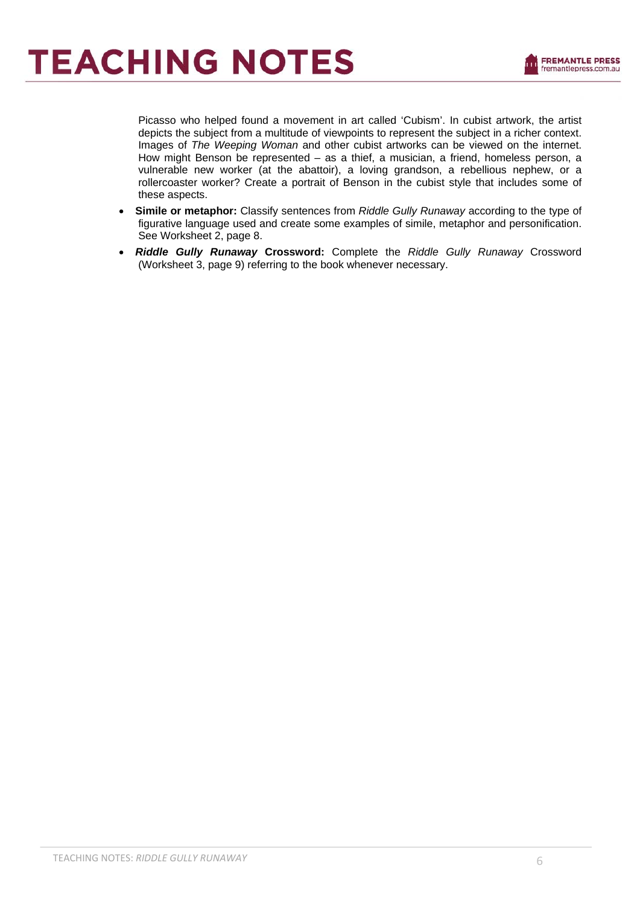Picasso who helped found a movement in art called 'Cubism'. In cubist artwork, the artist depicts the subject from a multitude of viewpoints to represent the subject in a richer context. Images of *The Weeping Woman* and other cubist artworks can be viewed on the internet. How might Benson be represented – as a thief, a musician, a friend, homeless person, a vulnerable new worker (at the abattoir), a loving grandson, a rebellious nephew, or a rollercoaster worker? Create a portrait of Benson in the cubist style that includes some of these aspects.

- **Simile or metaphor:** Classify sentences from *Riddle Gully Runaway* according to the type of figurative language used and create some examples of simile, metaphor and personification. See Worksheet 2, page 8.
- ***Riddle Gully Runaway* Crossword:** Complete the *Riddle Gully Runaway* Crossword (Worksheet 3, page 9) referring to the book whenever necessary.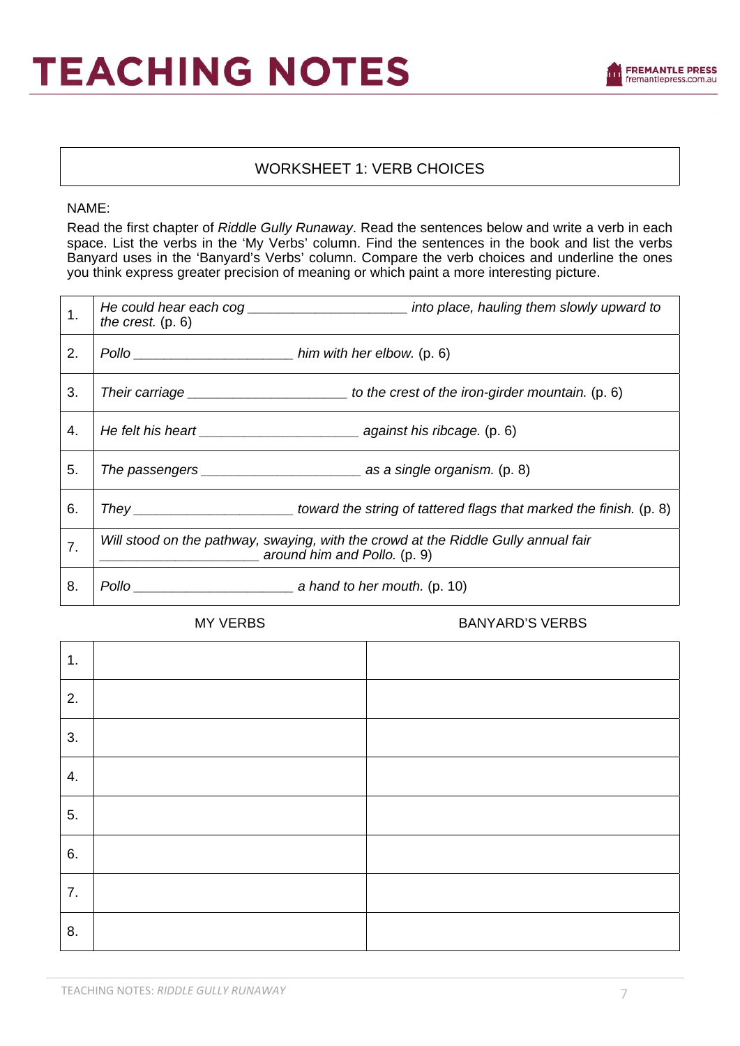## WORKSHEET 1: VERB CHOICES

NAME:

Read the first chapter of *Riddle Gully Runaway*. Read the sentences below and write a verb in each space. List the verbs in the 'My Verbs' column. Find the sentences in the book and list the verbs Banyard uses in the 'Banyard's Verbs' column. Compare the verb choices and underline the ones you think express greater precision of meaning or which paint a more interesting picture.

| | |
|---|---|
| 1. | *He could hear each cog ____________________ into place, hauling them slowly upward to the crest.* (p. 6) |
| 2. | *Pollo ____________________ him with her elbow.* (p. 6) |
| 3. | *Their carriage ____________________ to the crest of the iron-girder mountain.* (p. 6) |
| 4. | *He felt his heart ____________________ against his ribcage.* (p. 6) |
| 5. | *The passengers ____________________ as a single organism.* (p. 8) |
| 6. | *They ____________________ toward the string of tattered flags that marked the finish.* (p. 8) |
| 7. | *Will stood on the pathway, swaying, with the crowd at the Riddle Gully annual fair ____________________ around him and Pollo.* (p. 9) |
| 8. | *Pollo ____________________ a hand to her mouth.* (p. 10) |

| | MY VERBS | BANYARD'S VERBS |
|---|---|---|
| 1. | | |
| 2. | | |
| 3. | | |
| 4. | | |
| 5. | | |
| 6. | | |
| 7. | | |
| 8. | | |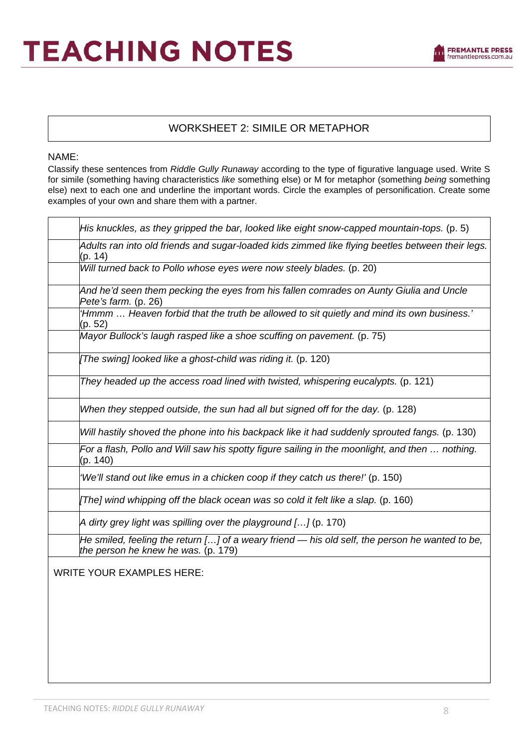## WORKSHEET 2: SIMILE OR METAPHOR

NAME:

Classify these sentences from *Riddle Gully Runaway* according to the type of figurative language used. Write S for simile (something having characteristics *like* something else) or M for metaphor (something *being* something else) next to each one and underline the important words. Circle the examples of personification. Create some examples of your own and share them with a partner.

| | |
|---|---|
| | *His knuckles, as they gripped the bar, looked like eight snow-capped mountain-tops.* (p. 5) |
| | *Adults ran into old friends and sugar-loaded kids zimmed like flying beetles between their legs.* (p. 14) |
| | *Will turned back to Pollo whose eyes were now steely blades.* (p. 20) |
| | *And he'd seen them pecking the eyes from his fallen comrades on Aunty Giulia and Uncle Pete's farm.* (p. 26) |
| | *'Hmmm … Heaven forbid that the truth be allowed to sit quietly and mind its own business.'* (p. 52) |
| | *Mayor Bullock's laugh rasped like a shoe scuffing on pavement.* (p. 75) |
| | *[The swing] looked like a ghost-child was riding it.* (p. 120) |
| | *They headed up the access road lined with twisted, whispering eucalypts.* (p. 121) |
| | *When they stepped outside, the sun had all but signed off for the day.* (p. 128) |
| | *Will hastily shoved the phone into his backpack like it had suddenly sprouted fangs.* (p. 130) |
| | *For a flash, Pollo and Will saw his spotty figure sailing in the moonlight, and then … nothing.* (p. 140) |
| | *'We'll stand out like emus in a chicken coop if they catch us there!'* (p. 150) |
| | *[The] wind whipping off the black ocean was so cold it felt like a slap.* (p. 160) |
| | *A dirty grey light was spilling over the playground […]* (p. 170) |
| | *He smiled, feeling the return […] of a weary friend — his old self, the person he wanted to be, the person he knew he was.* (p. 179) |

WRITE YOUR EXAMPLES HERE: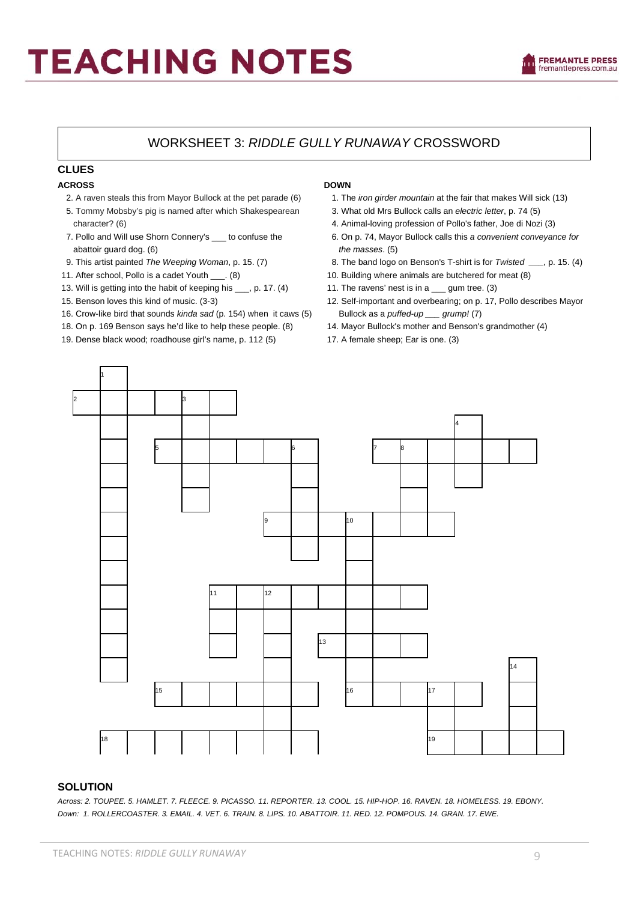## WORKSHEET 3: *RIDDLE GULLY RUNAWAY* CROSSWORD

### CLUES

**ACROSS**

2. A raven steals this from Mayor Bullock at the pet parade (6)
5. Tommy Mobsby's pig is named after which Shakespearean character? (6)
7. Pollo and Will use Shorn Connery's ___ to confuse the abattoir guard dog. (6)
9. This artist painted *The Weeping Woman*, p. 15. (7)
11. After school, Pollo is a cadet Youth ___. (8)
13. Will is getting into the habit of keeping his ___, p. 17. (4)
15. Benson loves this kind of music. (3-3)
16. Crow-like bird that sounds *kinda sad* (p. 154) when it caws (5)
18. On p. 169 Benson says he'd like to help these people. (8)
19. Dense black wood; roadhouse girl's name, p. 112 (5)

**DOWN**

1. The *iron girder mountain* at the fair that makes Will sick (13)
3. What old Mrs Bullock calls an *electric letter*, p. 74 (5)
4. Animal-loving profession of Pollo's father, Joe di Nozi (3)
6. On p. 74, Mayor Bullock calls this *a convenient conveyance for the masses*. (5)
8. The band logo on Benson's T-shirt is for *Twisted ___*, p. 15. (4)
10. Building where animals are butchered for meat (8)
11. The ravens' nest is in a ___ gum tree. (3)
12. Self-important and overbearing; on p. 17, Pollo describes Mayor Bullock as a *puffed-up ___ grump!* (7)
14. Mayor Bullock's mother and Benson's grandmother (4)
17. A female sheep; Ear is one. (3)

### SOLUTION

*Across: 2. TOUPEE. 5. HAMLET. 7. FLEECE. 9. PICASSO. 11. REPORTER. 13. COOL. 15. HIP-HOP. 16. RAVEN. 18. HOMELESS. 19. EBONY.*

*Down: 1. ROLLERCOASTER. 3. EMAIL. 4. VET. 6. TRAIN. 8. LIPS. 10. ABATTOIR. 11. RED. 12. POMPOUS. 14. GRAN. 17. EWE.*